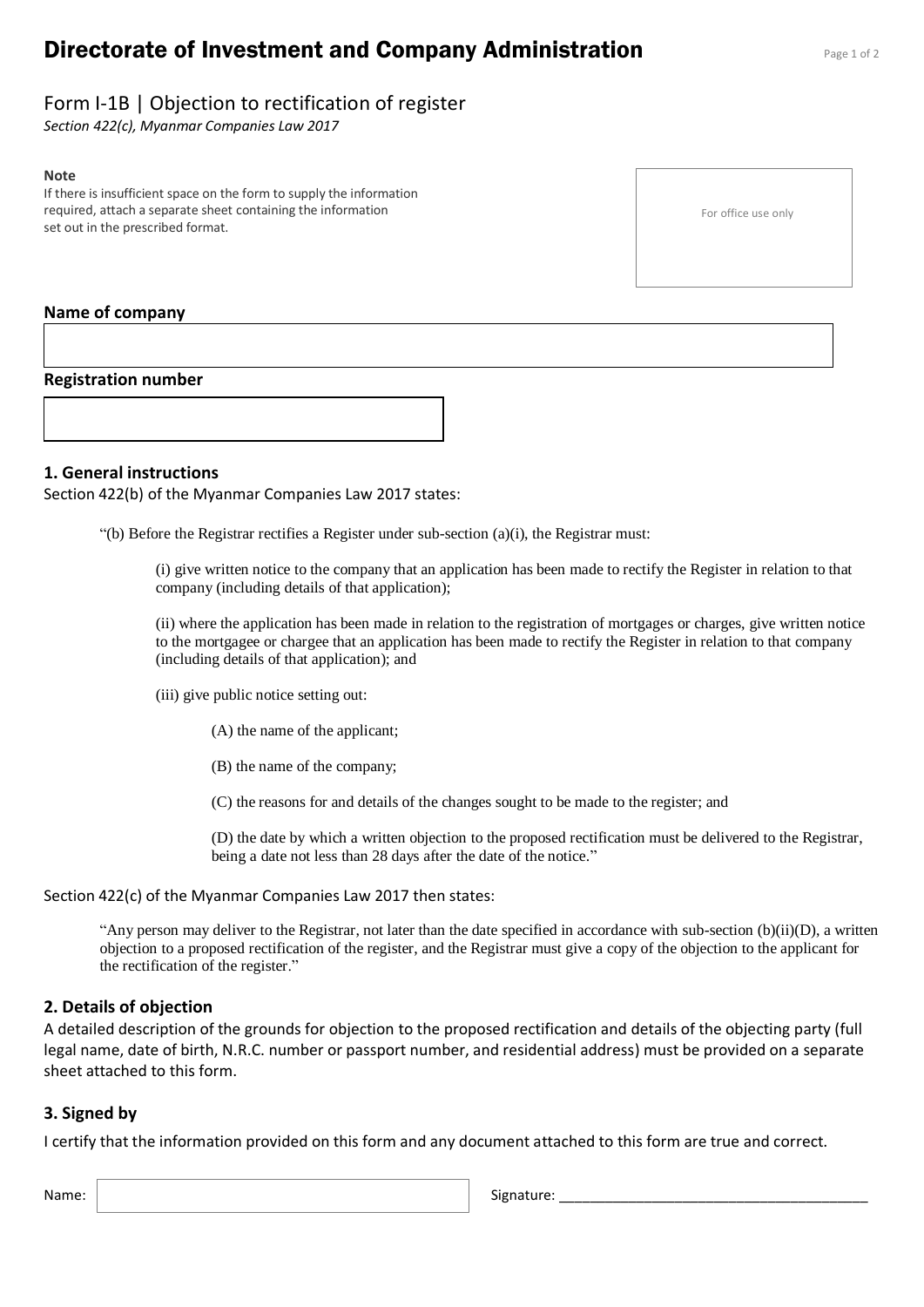# Directorate of Investment and Company Administration

## Form I-1B | Objection to rectification of register

*Section 422(c), Myanmar Companies Law 2017*

**Note**
If there is insufficient space on the form to supply the information required, attach a separate sheet containing the information set out in the prescribed format.

For office use only

**Name of company**

**Registration number**

### 1. General instructions

Section 422(b) of the Myanmar Companies Law 2017 states:

> "(b) Before the Registrar rectifies a Register under sub-section (a)(i), the Registrar must:
>
> (i) give written notice to the company that an application has been made to rectify the Register in relation to that company (including details of that application);
>
> (ii) where the application has been made in relation to the registration of mortgages or charges, give written notice to the mortgagee or chargee that an application has been made to rectify the Register in relation to that company (including details of that application); and
>
> (iii) give public notice setting out:
>
> (A) the name of the applicant;
>
> (B) the name of the company;
>
> (C) the reasons for and details of the changes sought to be made to the register; and
>
> (D) the date by which a written objection to the proposed rectification must be delivered to the Registrar, being a date not less than 28 days after the date of the notice."

Section 422(c) of the Myanmar Companies Law 2017 then states:

> "Any person may deliver to the Registrar, not later than the date specified in accordance with sub-section (b)(ii)(D), a written objection to a proposed rectification of the register, and the Registrar must give a copy of the objection to the applicant for the rectification of the register."

### 2. Details of objection

A detailed description of the grounds for objection to the proposed rectification and details of the objecting party (full legal name, date of birth, N.R.C. number or passport number, and residential address) must be provided on a separate sheet attached to this form.

### 3. Signed by

I certify that the information provided on this form and any document attached to this form are true and correct.

Name: ______________________ Signature: ______________________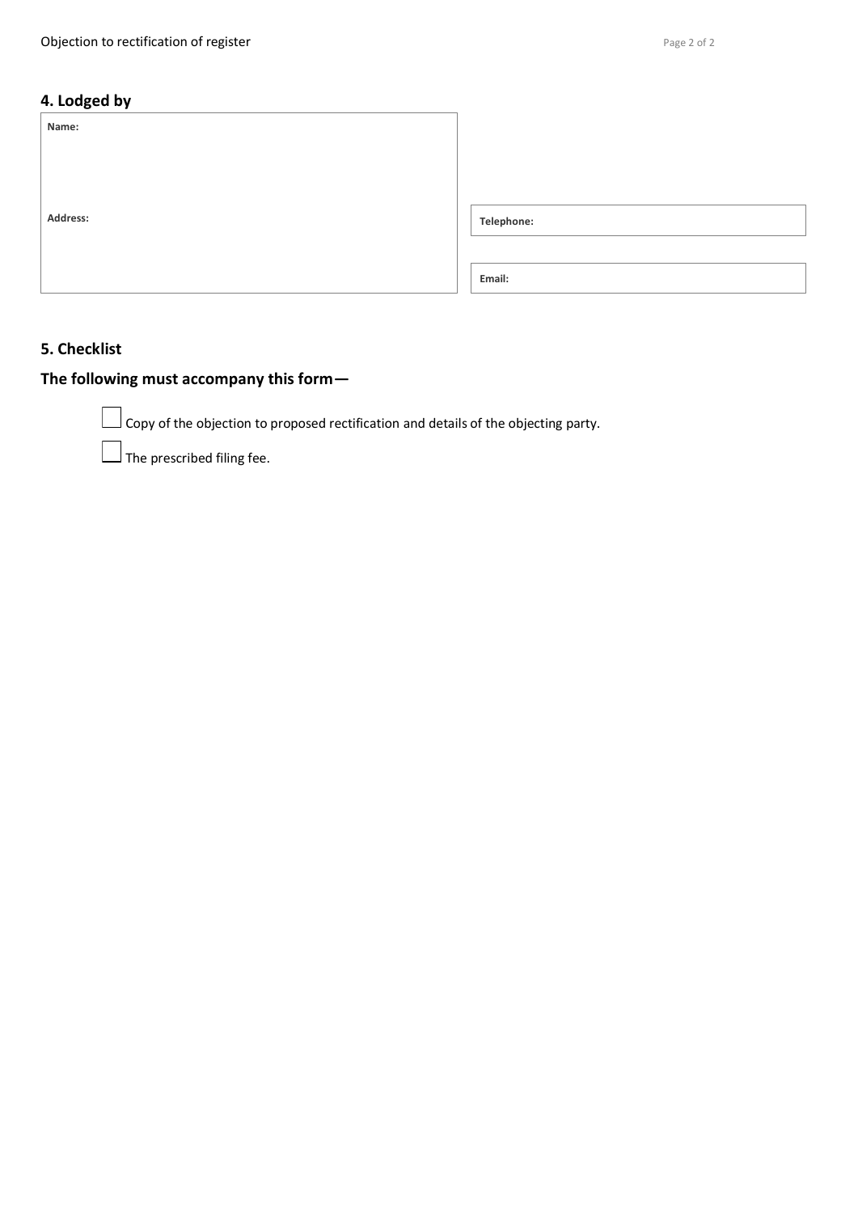## 4. Lodged by

**Name:**

**Address:**

**Telephone:**

**Email:**

## 5. Checklist

## The following must accompany this form—

- [ ] Copy of the objection to proposed rectification and details of the objecting party.
- [ ] The prescribed filing fee.